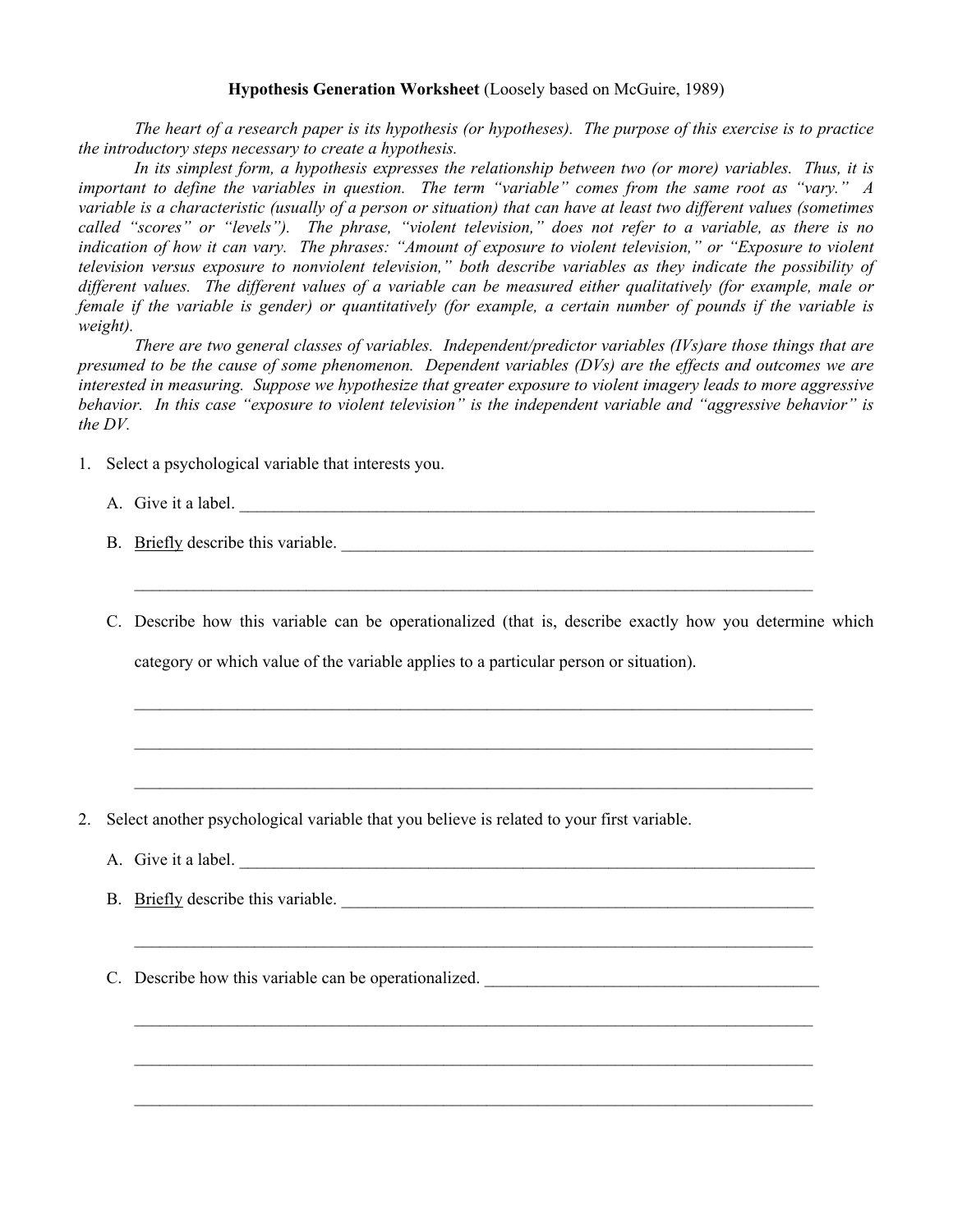**Hypothesis Generation Worksheet** (Loosely based on McGuire, 1989)

*The heart of a research paper is its hypothesis (or hypotheses). The purpose of this exercise is to practice the introductory steps necessary to create a hypothesis.*

*In its simplest form, a hypothesis expresses the relationship between two (or more) variables. Thus, it is important to define the variables in question. The term "variable" comes from the same root as "vary." A variable is a characteristic (usually of a person or situation) that can have at least two different values (sometimes called "scores" or "levels"). The phrase, "violent television," does not refer to a variable, as there is no indication of how it can vary. The phrases: "Amount of exposure to violent television," or "Exposure to violent television versus exposure to nonviolent television," both describe variables as they indicate the possibility of different values. The different values of a variable can be measured either qualitatively (for example, male or female if the variable is gender) or quantitatively (for example, a certain number of pounds if the variable is weight).*

*There are two general classes of variables. Independent/predictor variables (IVs)are those things that are presumed to be the cause of some phenomenon. Dependent variables (DVs) are the effects and outcomes we are interested in measuring. Suppose we hypothesize that greater exposure to violent imagery leads to more aggressive behavior. In this case "exposure to violent television" is the independent variable and "aggressive behavior" is the DV.*

1. Select a psychological variable that interests you.

   A. Give it a label. ______________________________________________________________________

   B. Briefly describe this variable. ___________________________________________________________

   ______________________________________________________________________________

   C. Describe how this variable can be operationalized (that is, describe exactly how you determine which category or which value of the variable applies to a particular person or situation).

   ______________________________________________________________________________

   ______________________________________________________________________________

   ______________________________________________________________________________

2. Select another psychological variable that you believe is related to your first variable.

   A. Give it a label. ______________________________________________________________________

   B. Briefly describe this variable. ___________________________________________________________

   ______________________________________________________________________________

   C. Describe how this variable can be operationalized. ________________________________________

   ______________________________________________________________________________

   ______________________________________________________________________________

   ______________________________________________________________________________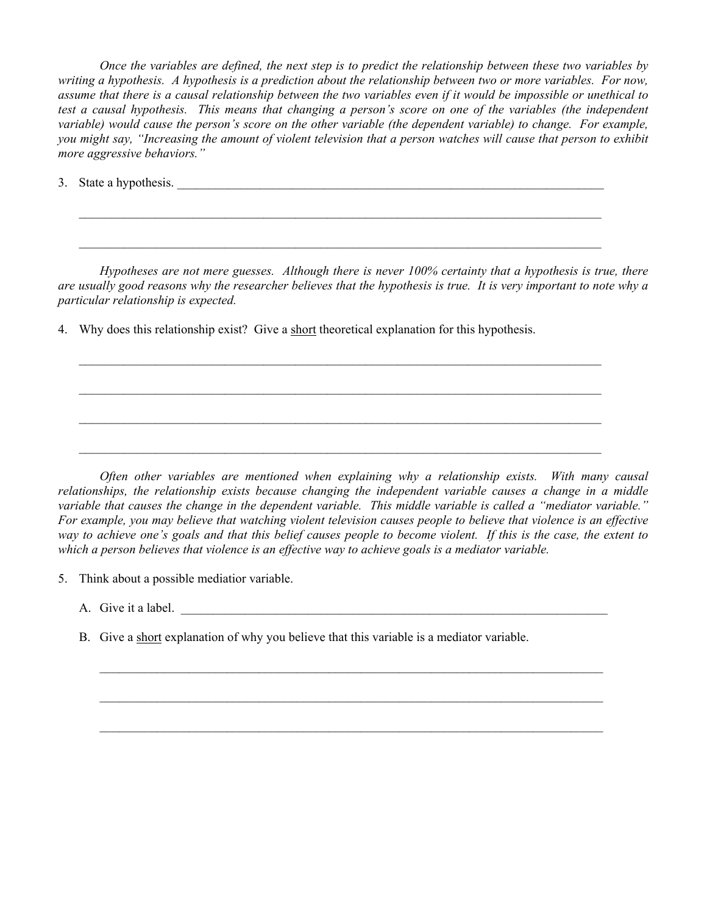*Once the variables are defined, the next step is to predict the relationship between these two variables by writing a hypothesis. A hypothesis is a prediction about the relationship between two or more variables. For now, assume that there is a causal relationship between the two variables even if it would be impossible or unethical to test a causal hypothesis. This means that changing a person's score on one of the variables (the independent variable) would cause the person's score on the other variable (the dependent variable) to change. For example, you might say, "Increasing the amount of violent television that a person watches will cause that person to exhibit more aggressive behaviors."*

3. State a hypothesis. ___________________________________________________________________

   ___________________________________________________________________

   ___________________________________________________________________

*Hypotheses are not mere guesses. Although there is never 100% certainty that a hypothesis is true, there are usually good reasons why the researcher believes that the hypothesis is true. It is very important to note why a particular relationship is expected.*

4. Why does this relationship exist? Give a <u>short</u> theoretical explanation for this hypothesis.

   ___________________________________________________________________

   ___________________________________________________________________

   ___________________________________________________________________

   ___________________________________________________________________

*Often other variables are mentioned when explaining why a relationship exists. With many causal relationships, the relationship exists because changing the independent variable causes a change in a middle variable that causes the change in the dependent variable. This middle variable is called a "mediator variable." For example, you may believe that watching violent television causes people to believe that violence is an effective way to achieve one's goals and that this belief causes people to become violent. If this is the case, the extent to which a person believes that violence is an effective way to achieve goals is a mediator variable.*

5. Think about a possible mediatior variable.

   A. Give it a label. ___________________________________________________________________

   B. Give a <u>short</u> explanation of why you believe that this variable is a mediator variable.

      ___________________________________________________________________

      ___________________________________________________________________

      ___________________________________________________________________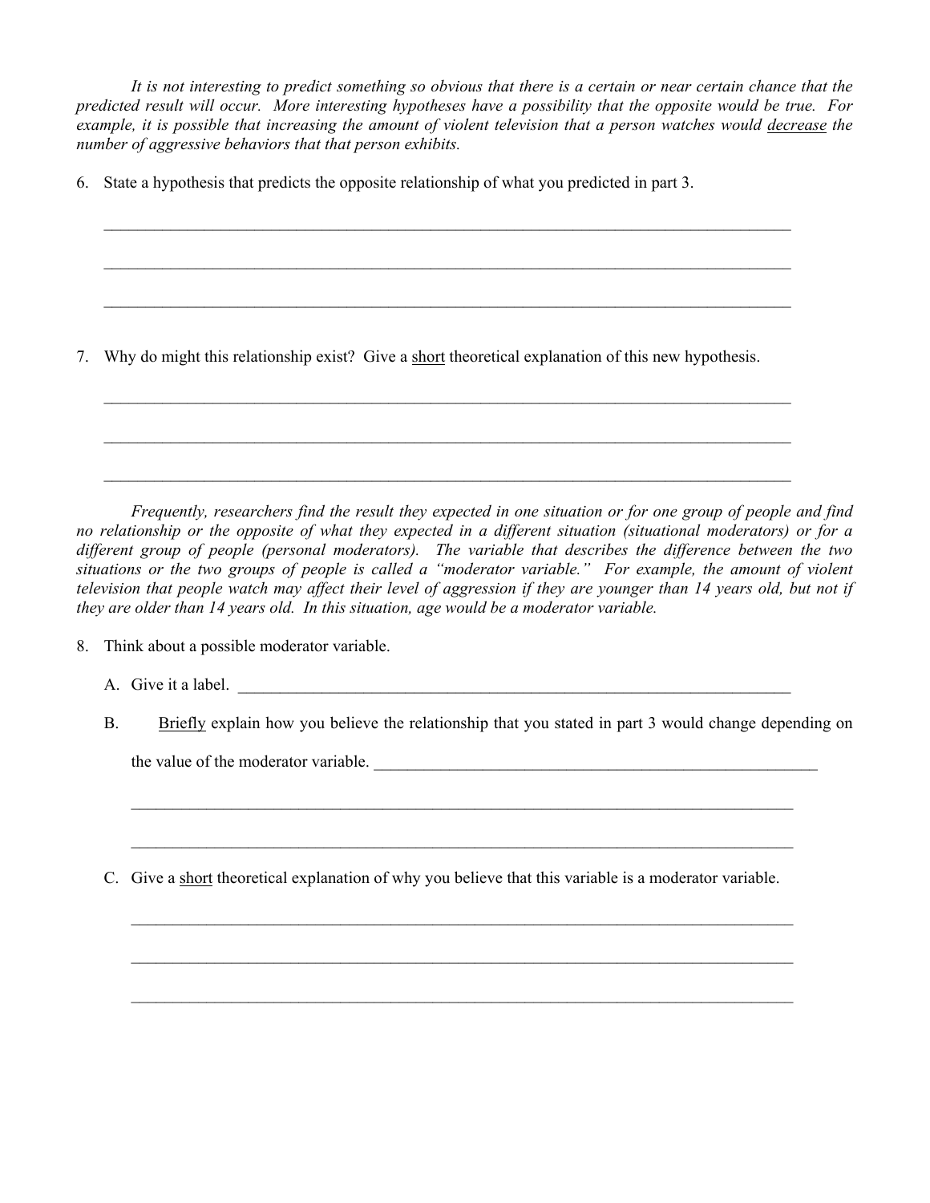*It is not interesting to predict something so obvious that there is a certain or near certain chance that the predicted result will occur. More interesting hypotheses have a possibility that the opposite would be true. For example, it is possible that increasing the amount of violent television that a person watches would decrease the number of aggressive behaviors that that person exhibits.*

6. State a hypothesis that predicts the opposite relationship of what you predicted in part 3.

   ___________________________________________________________________________________

   ___________________________________________________________________________________

   ___________________________________________________________________________________

7. Why do might this relationship exist? Give a short theoretical explanation of this new hypothesis.

   ___________________________________________________________________________________

   ___________________________________________________________________________________

   ___________________________________________________________________________________

*Frequently, researchers find the result they expected in one situation or for one group of people and find no relationship or the opposite of what they expected in a different situation (situational moderators) or for a different group of people (personal moderators). The variable that describes the difference between the two situations or the two groups of people is called a "moderator variable." For example, the amount of violent television that people watch may affect their level of aggression if they are younger than 14 years old, but not if they are older than 14 years old. In this situation, age would be a moderator variable.*

8. Think about a possible moderator variable.

   A. Give it a label. ______________________________________________________________________

   B. Briefly explain how you believe the relationship that you stated in part 3 would change depending on the value of the moderator variable. ________________________________________________________

      ___________________________________________________________________________________

      ___________________________________________________________________________________

   C. Give a short theoretical explanation of why you believe that this variable is a moderator variable.

      ___________________________________________________________________________________

      ___________________________________________________________________________________

      ___________________________________________________________________________________